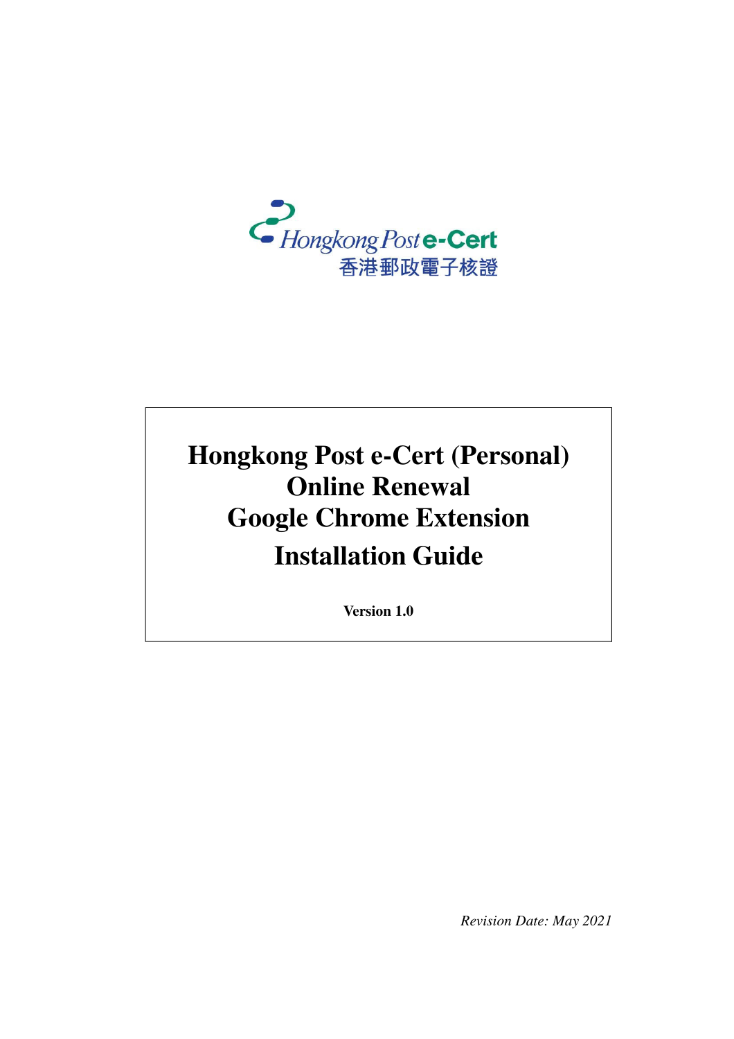Hongkong Post e-Cert

香港郵政電子核證

# Hongkong Post e-Cert (Personal) Online Renewal Google Chrome Extension Installation Guide

**Version 1.0**

*Revision Date: May 2021*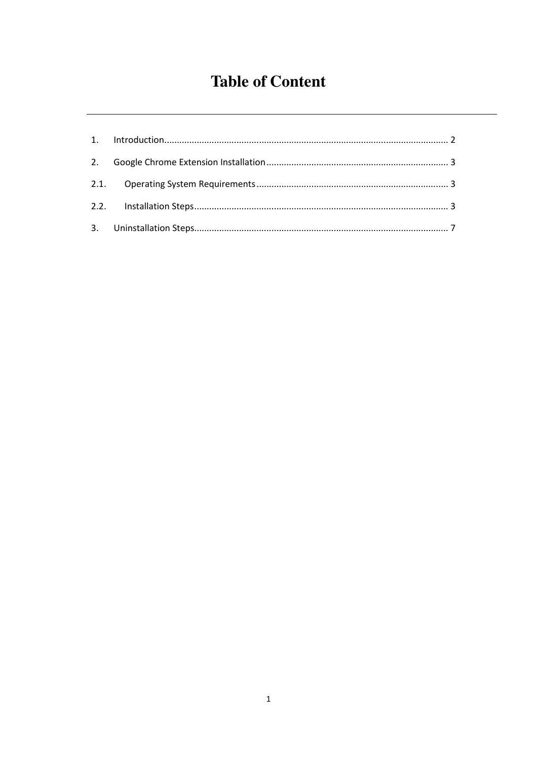# Table of Content

1. Introduction ........................................................................................................ 2
2. Google Chrome Extension Installation ........................................................................ 3
2.1. Operating System Requirements ............................................................................ 3
2.2. Installation Steps .................................................................................................. 3
3. Uninstallation Steps ................................................................................................. 7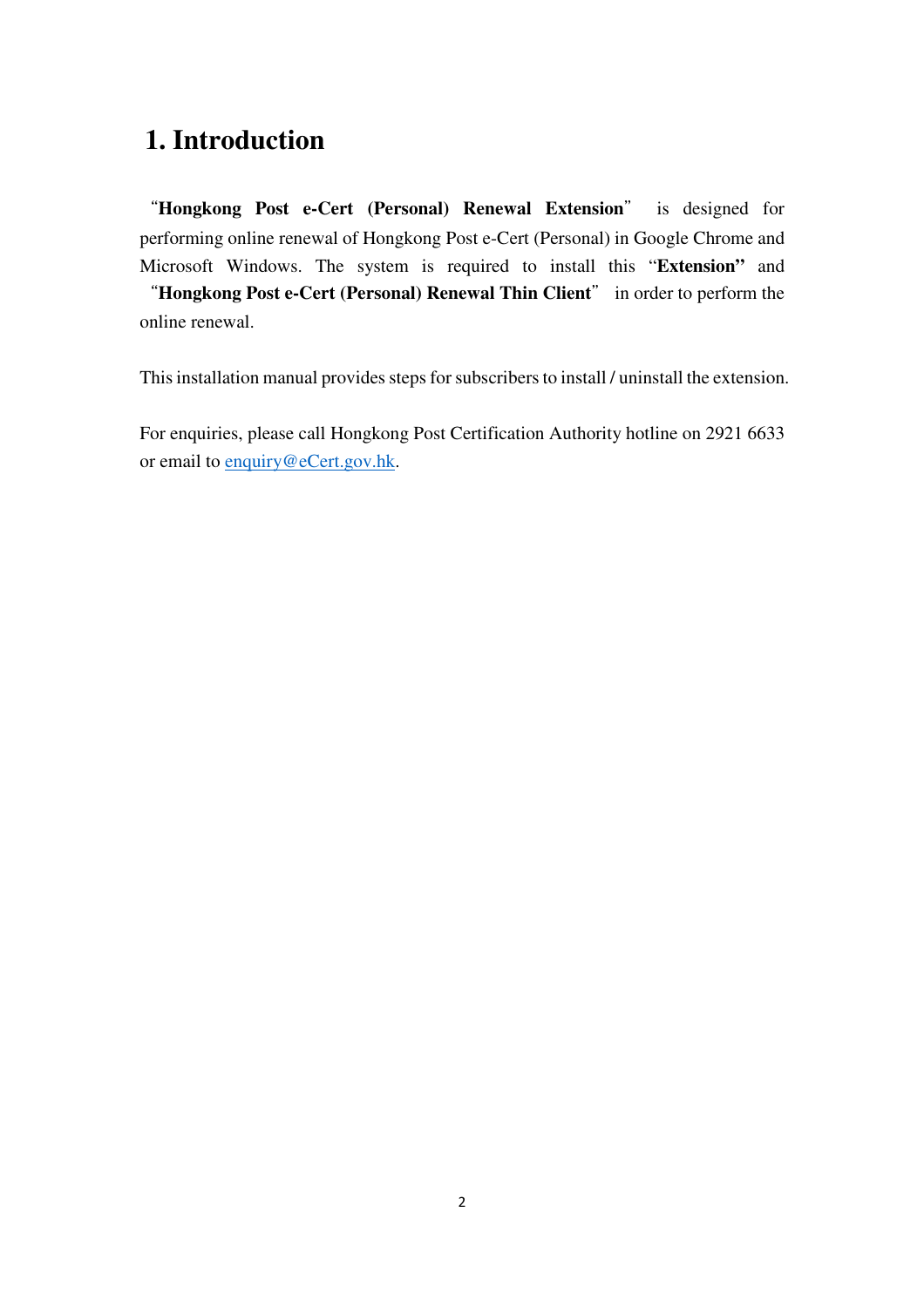# 1. Introduction

"**Hongkong Post e-Cert (Personal) Renewal Extension**" is designed for performing online renewal of Hongkong Post e-Cert (Personal) in Google Chrome and Microsoft Windows. The system is required to install this "**Extension"** and "**Hongkong Post e-Cert (Personal) Renewal Thin Client**" in order to perform the online renewal.

This installation manual provides steps for subscribers to install / uninstall the extension.

For enquiries, please call Hongkong Post Certification Authority hotline on 2921 6633 or email to enquiry@eCert.gov.hk.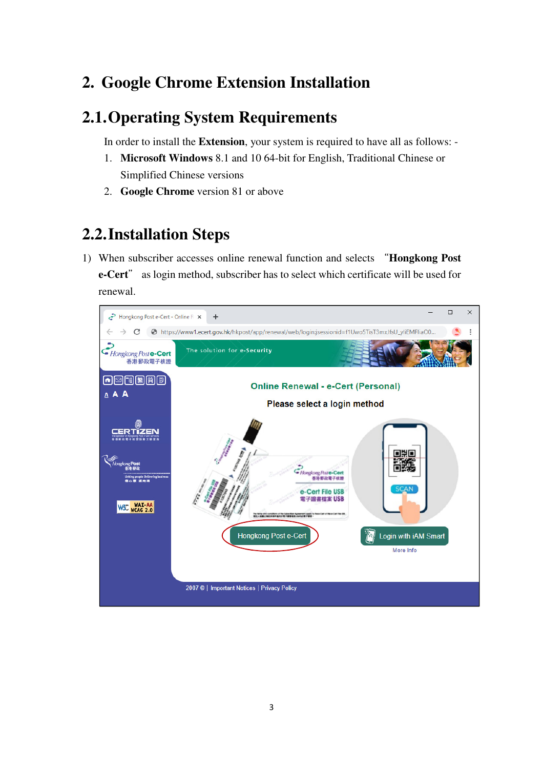# 2. Google Chrome Extension Installation

## 2.1. Operating System Requirements

In order to install the **Extension**, your system is required to have all as follows: -

1. **Microsoft Windows** 8.1 and 10 64-bit for English, Traditional Chinese or Simplified Chinese versions
2. **Google Chrome** version 81 or above

## 2.2. Installation Steps

1) When subscriber accesses online renewal function and selects "**Hongkong Post e-Cert**" as login method, subscriber has to select which certificate will be used for renewal.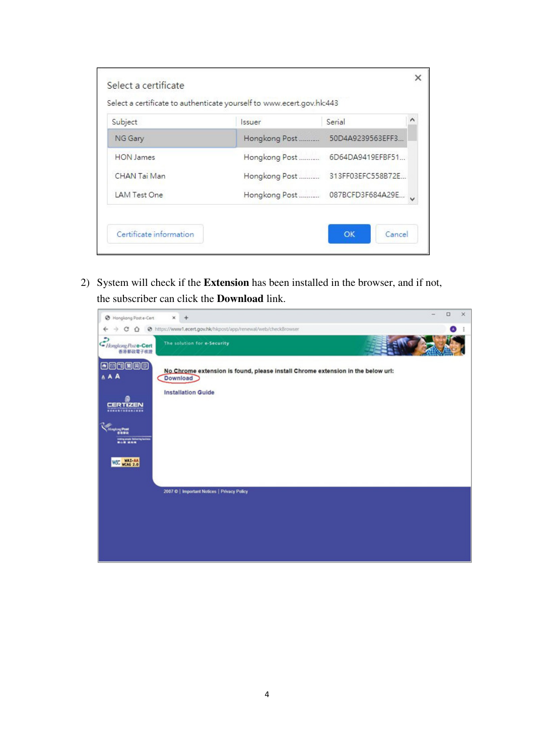Select a certificate

Select a certificate to authenticate yourself to www.ecert.gov.hk:443

| Subject | Issuer | Serial |
|---|---|---|
| NG Gary | Hongkong Post .......... | 50D4A9239563EFF3... |
| HON James | Hongkong Post .......... | 6D64DA9419EFBF51... |
| CHAN Tai Man | Hongkong Post .......... | 313FF03EFC558B72E... |
| LAM Test One | Hongkong Post .......... | 087BCFD3F684A29E... |

Certificate information | OK | Cancel

2) System will check if the **Extension** has been installed in the browser, and if not, the subscriber can click the **Download** link.

No Chrome extension is found, please install Chrome extension in the below url:

Download

Installation Guide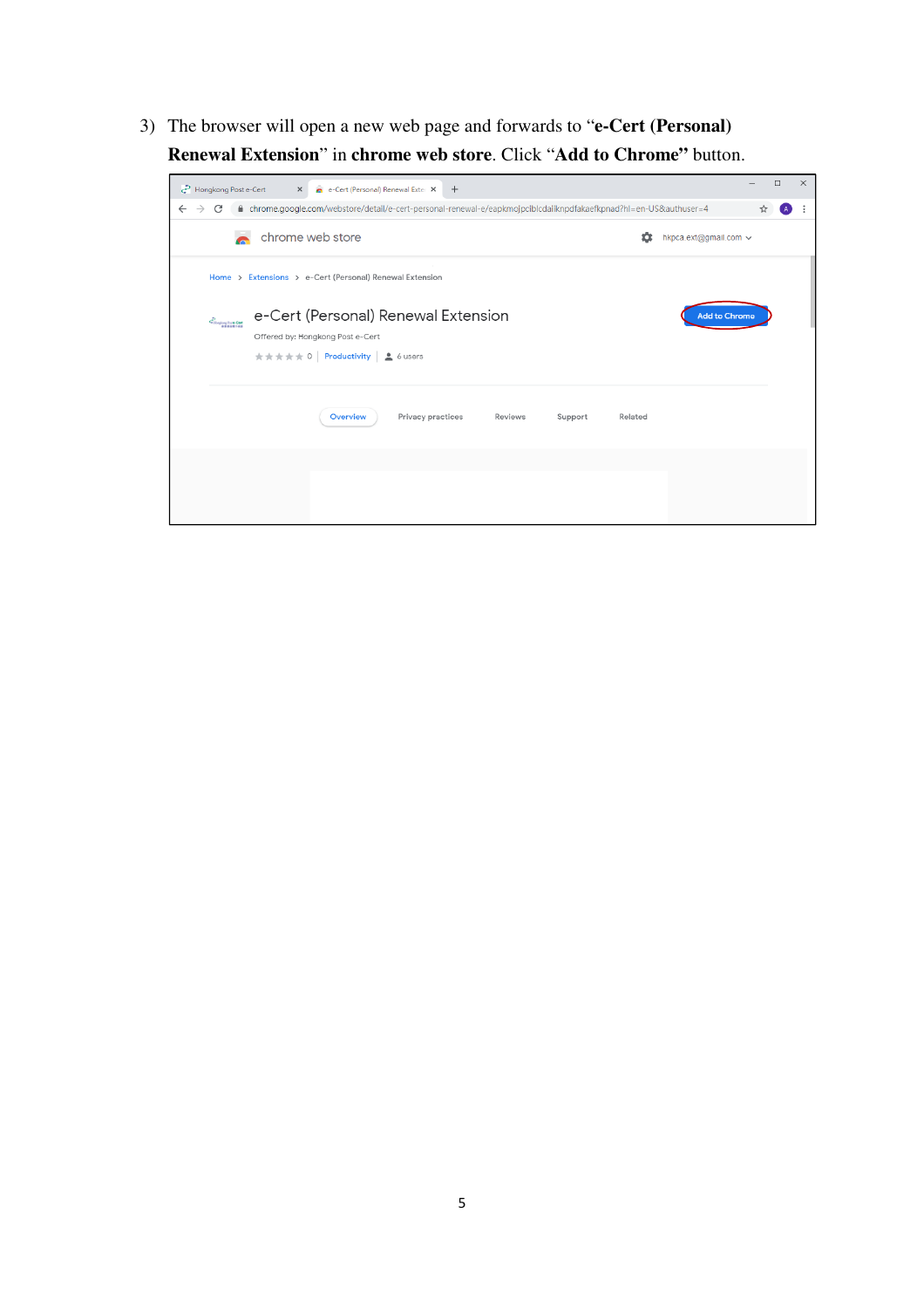3) The browser will open a new web page and forwards to “**e-Cert (Personal) Renewal Extension**” in **chrome web store**. Click “**Add to Chrome”** button.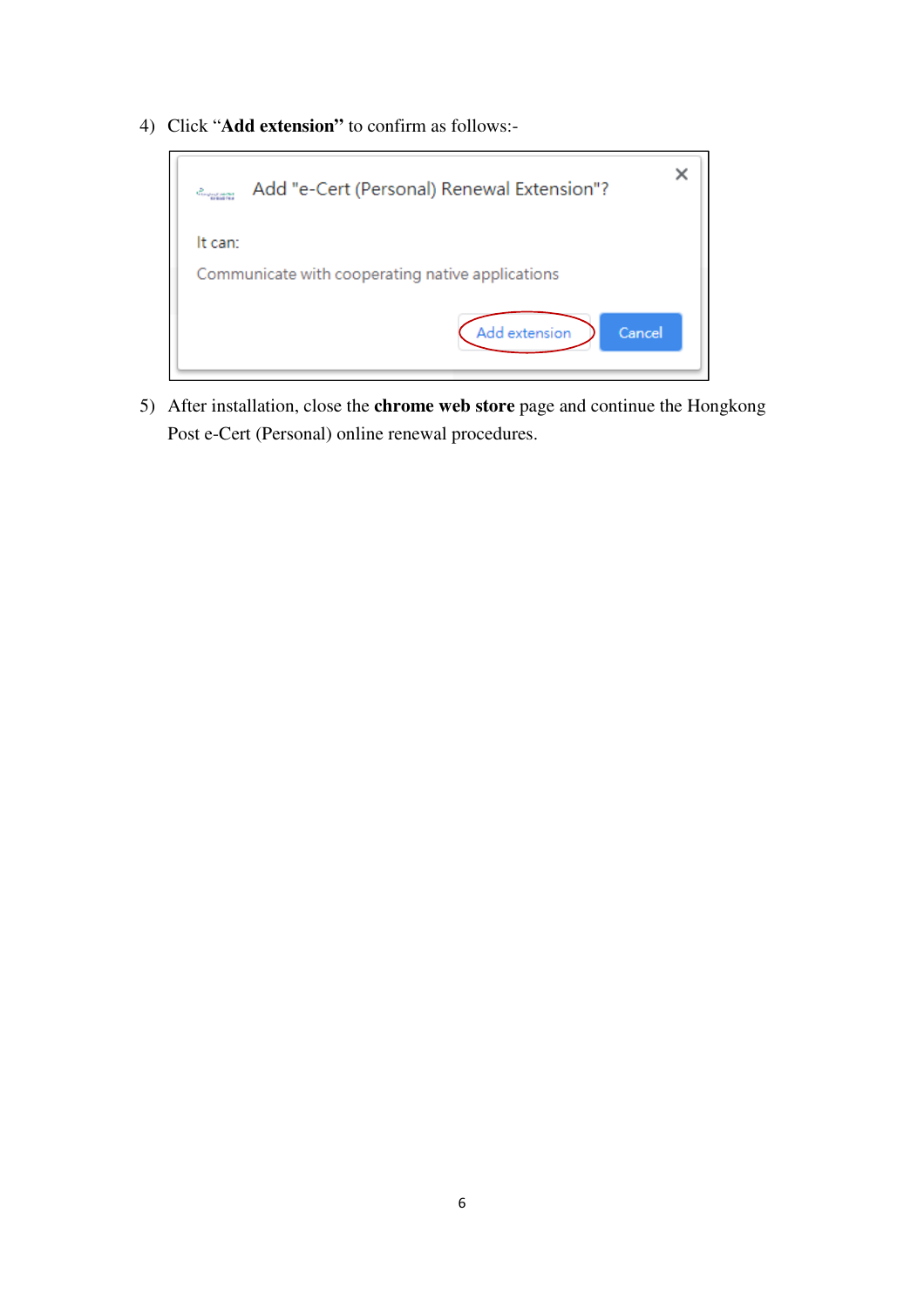4) Click "**Add extension**" to confirm as follows:-

5) After installation, close the **chrome web store** page and continue the Hongkong Post e-Cert (Personal) online renewal procedures.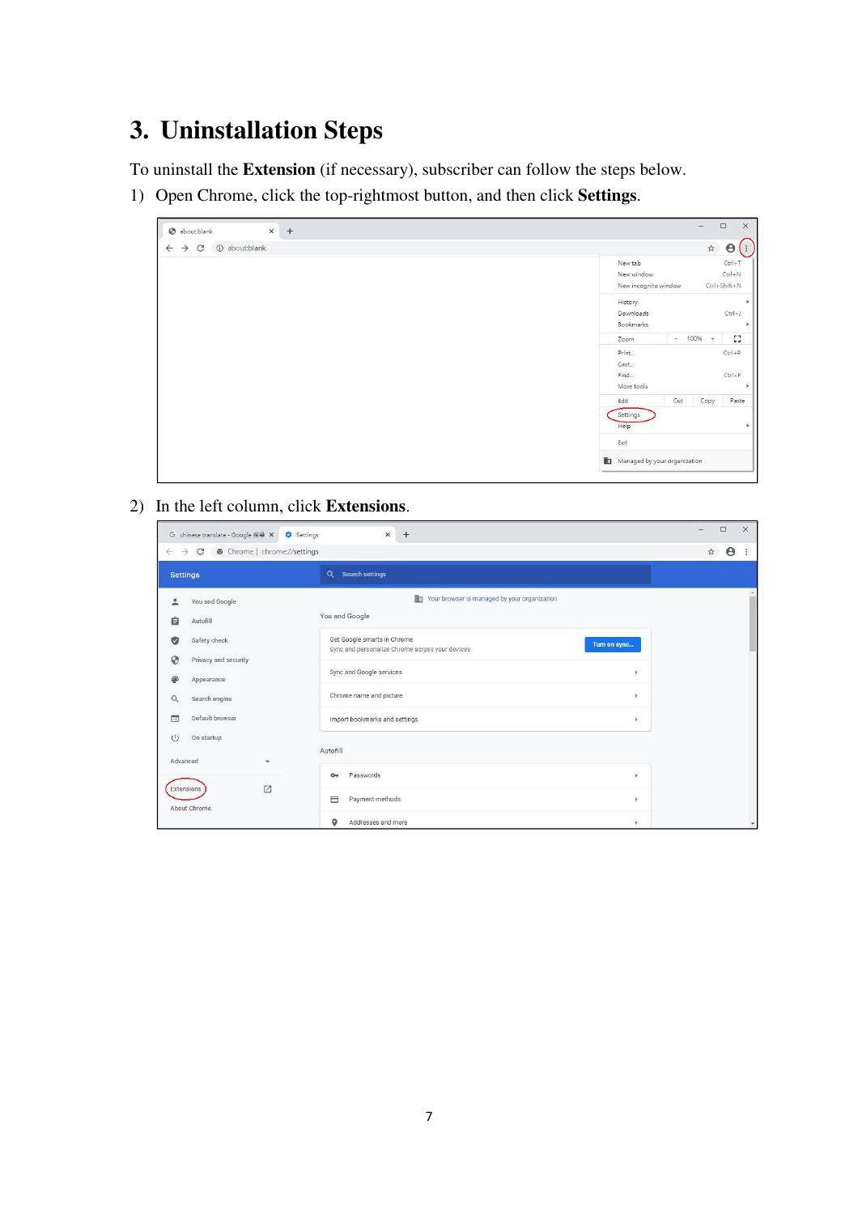# 3. Uninstallation Steps

To uninstall the **Extension** (if necessary), subscriber can follow the steps below.

1) Open Chrome, click the top-rightmost button, and then click **Settings**.

2) In the left column, click **Extensions**.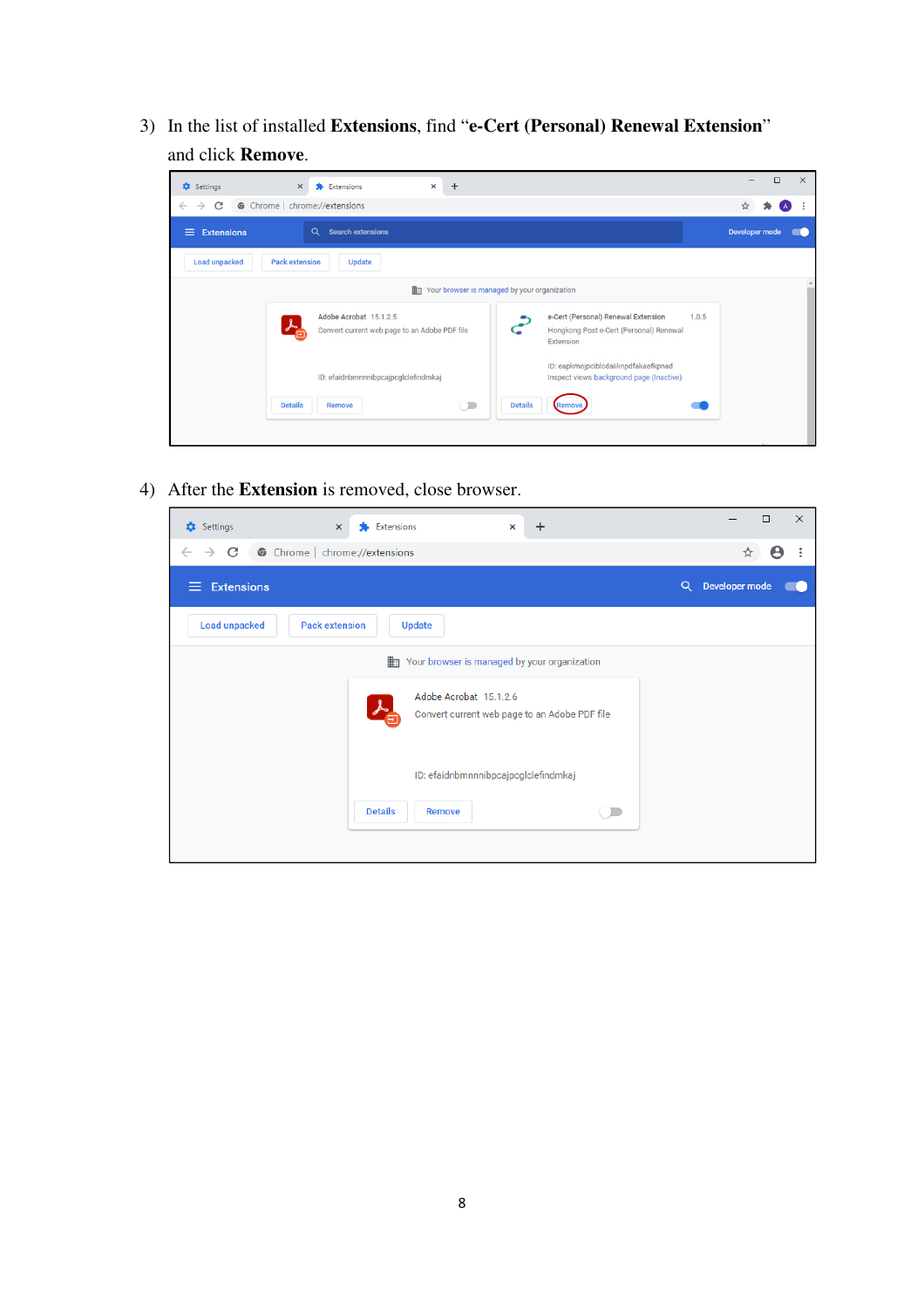3) In the list of installed **Extensions**, find "**e-Cert (Personal) Renewal Extension**" and click **Remove**.

4) After the **Extension** is removed, close browser.